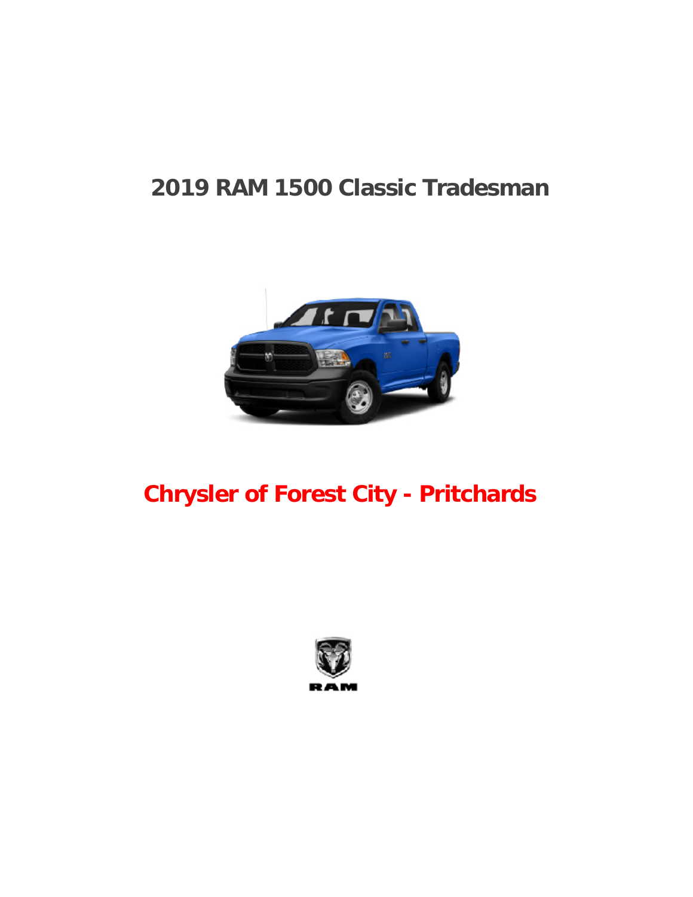# 2019 RAM 1500 Classic Tradesman

## Chrysler of Forest City - Pritchards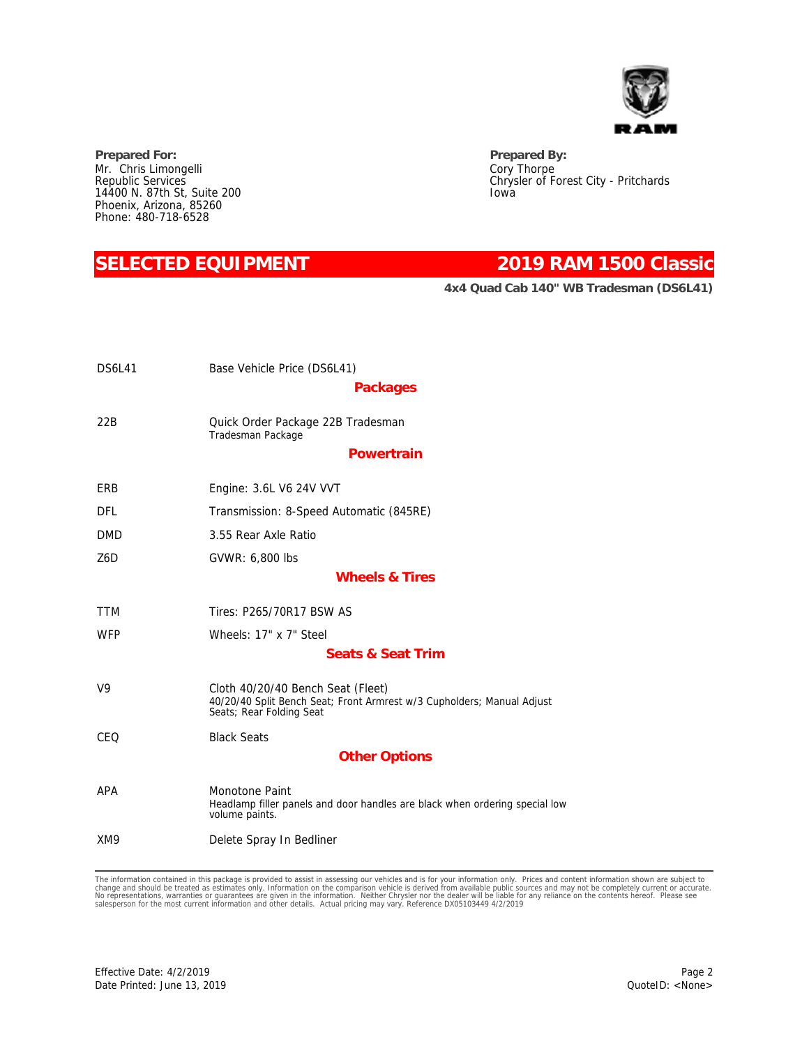**Prepared For:**
Mr. Chris Limongelli
Republic Services
14400 N. 87th St, Suite 200
Phoenix, Arizona, 85260
Phone: 480-718-6528

**Prepared By:**
Cory Thorpe
Chrysler of Forest City - Pritchards
Iowa

## SELECTED EQUIPMENT — 2019 RAM 1500 Classic

**4x4 Quad Cab 140" WB Tradesman (DS6L41)**

| Code | Description |
| --- | --- |
| DS6L41 | Base Vehicle Price (DS6L41) |

### Packages

| Code | Description |
| --- | --- |
| 22B | Quick Order Package 22B Tradesman<br>Tradesman Package |

### Powertrain

| Code | Description |
| --- | --- |
| ERB | Engine: 3.6L V6 24V VVT |
| DFL | Transmission: 8-Speed Automatic (845RE) |
| DMD | 3.55 Rear Axle Ratio |
| Z6D | GVWR: 6,800 lbs |

### Wheels & Tires

| Code | Description |
| --- | --- |
| TTM | Tires: P265/70R17 BSW AS |
| WFP | Wheels: 17" x 7" Steel |

### Seats & Seat Trim

| Code | Description |
| --- | --- |
| V9 | Cloth 40/20/40 Bench Seat (Fleet)<br>40/20/40 Split Bench Seat; Front Armrest w/3 Cupholders; Manual Adjust Seats; Rear Folding Seat |
| CEQ | Black Seats |

### Other Options

| Code | Description |
| --- | --- |
| APA | Monotone Paint<br>Headlamp filler panels and door handles are black when ordering special low volume paints. |
| XM9 | Delete Spray In Bedliner |

The information contained in this package is provided to assist in assessing our vehicles and is for your information only. Prices and content information shown are subject to change and should be treated as estimates only. Information on the comparison vehicle is derived from available public sources and may not be completely current or accurate. No representations, warranties or guarantees are given in the information. Neither Chrysler nor the dealer will be liable for any reliance on the contents hereof. Please see salesperson for the most current information and other details. Actual pricing may vary. Reference DX05103449 4/2/2019

Effective Date: 4/2/2019
Date Printed: June 13, 2019

QuoteID: <None>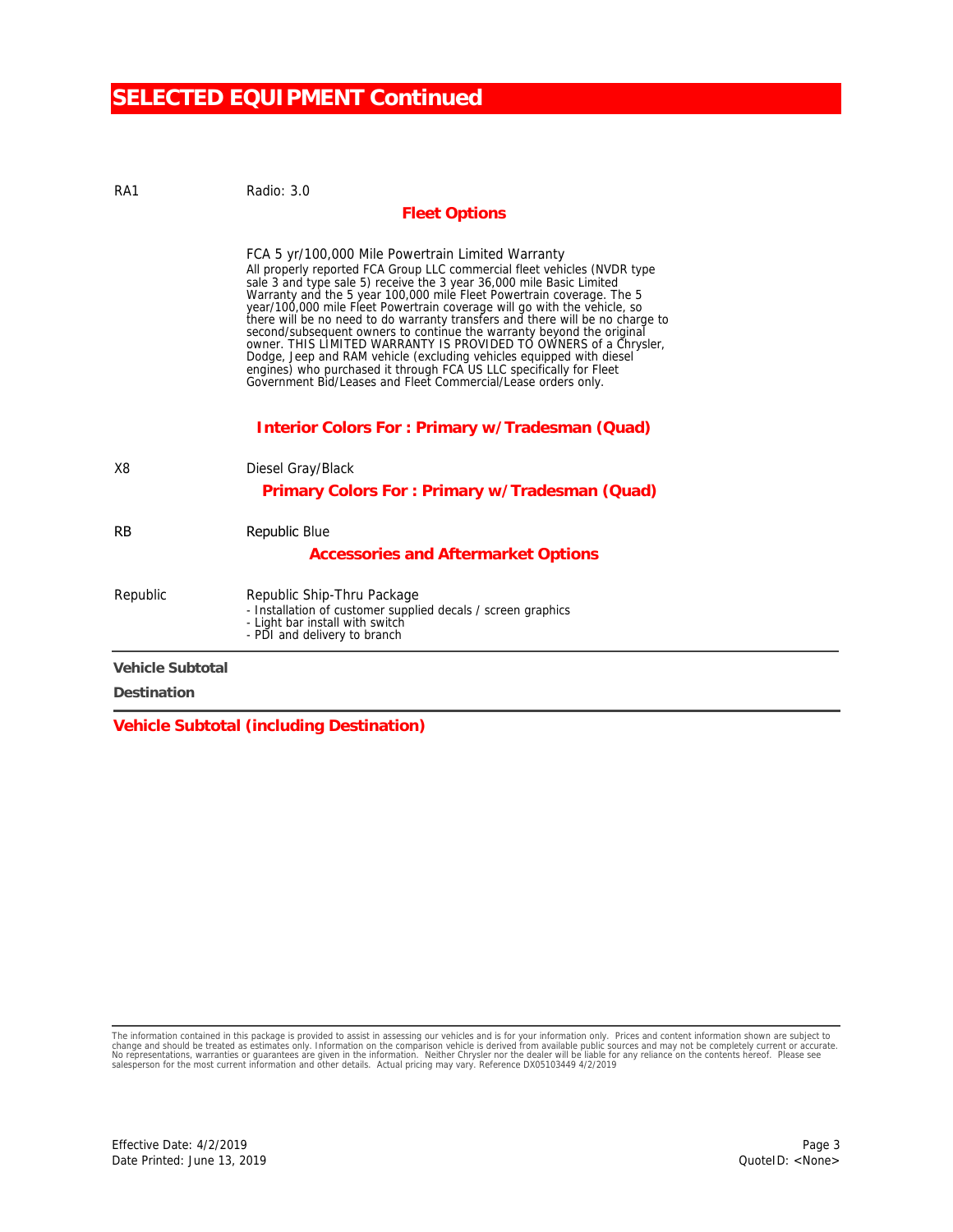# SELECTED EQUIPMENT Continued

| | |
|---|---|
| RA1 | Radio: 3.0 |

### Fleet Options

FCA 5 yr/100,000 Mile Powertrain Limited Warranty

All properly reported FCA Group LLC commercial fleet vehicles (NVDR type sale 3 and type sale 5) receive the 3 year 36,000 mile Basic Limited Warranty and the 5 year 100,000 mile Fleet Powertrain coverage. The 5 year/100,000 mile Fleet Powertrain coverage will go with the vehicle, so there will be no need to do warranty transfers and there will be no charge to second/subsequent owners to continue the warranty beyond the original owner. THIS LIMITED WARRANTY IS PROVIDED TO OWNERS of a Chrysler, Dodge, Jeep and RAM vehicle (excluding vehicles equipped with diesel engines) who purchased it through FCA US LLC specifically for Fleet Government Bid/Leases and Fleet Commercial/Lease orders only.

### Interior Colors For : Primary w/Tradesman (Quad)

| | |
|---|---|
| X8 | Diesel Gray/Black |

### Primary Colors For : Primary w/Tradesman (Quad)

| | |
|---|---|
| RB | Republic Blue |

### Accessories and Aftermarket Options

| | |
|---|---|
| Republic | Republic Ship-Thru Package<br>- Installation of customer supplied decals / screen graphics<br>- Light bar install with switch<br>- PDI and delivery to branch |

**Vehicle Subtotal**

**Destination**

**Vehicle Subtotal (including Destination)**

The information contained in this package is provided to assist in assessing our vehicles and is for your information only. Prices and content information shown are subject to change and should be treated as estimates only. Information on the comparison vehicle is derived from available public sources and may not be completely current or accurate. No representations, warranties or guarantees are given in the information. Neither Chrysler nor the dealer will be liable for any reliance on the contents hereof. Please see salesperson for the most current information and other details. Actual pricing may vary. Reference DX05103449 4/2/2019

Effective Date: 4/2/2019
Date Printed: June 13, 2019

QuoteID: <None>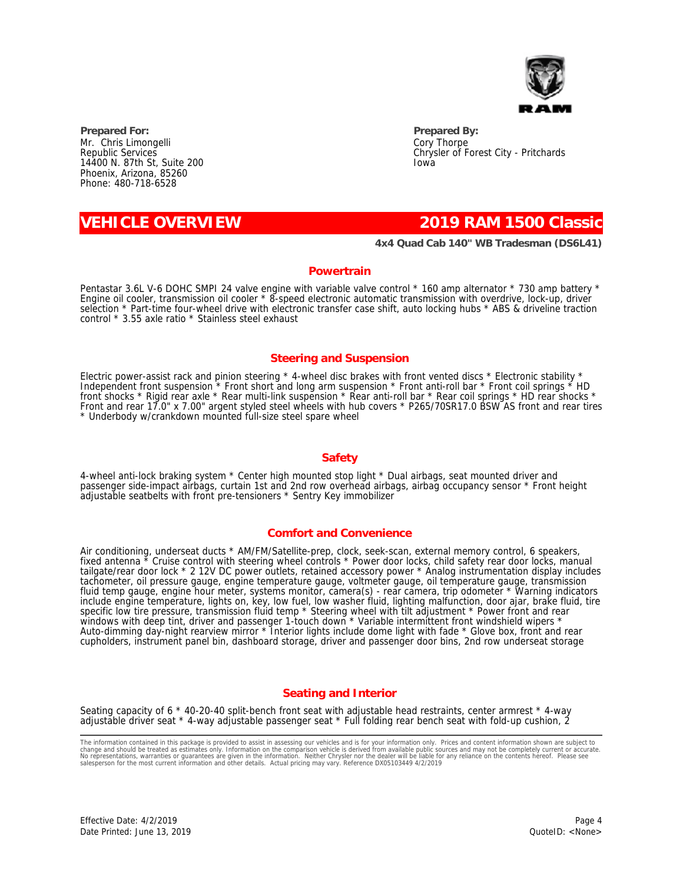**Prepared For:**
Mr. Chris Limongelli
Republic Services
14400 N. 87th St, Suite 200
Phoenix, Arizona, 85260
Phone: 480-718-6528

**Prepared By:**
Cory Thorpe
Chrysler of Forest City - Pritchards
Iowa

# VEHICLE OVERVIEW — 2019 RAM 1500 Classic

**4x4 Quad Cab 140" WB Tradesman (DS6L41)**

## Powertrain

Pentastar 3.6L V-6 DOHC SMPI 24 valve engine with variable valve control * 160 amp alternator * 730 amp battery * Engine oil cooler, transmission oil cooler * 8-speed electronic automatic transmission with overdrive, lock-up, driver selection * Part-time four-wheel drive with electronic transfer case shift, auto locking hubs * ABS & driveline traction control * 3.55 axle ratio * Stainless steel exhaust

## Steering and Suspension

Electric power-assist rack and pinion steering * 4-wheel disc brakes with front vented discs * Electronic stability * Independent front suspension * Front short and long arm suspension * Front anti-roll bar * Front coil springs * HD front shocks * Rigid rear axle * Rear multi-link suspension * Rear anti-roll bar * Rear coil springs * HD rear shocks * Front and rear 17.0" x 7.00" argent styled steel wheels with hub covers * P265/70SR17.0 BSW AS front and rear tires * Underbody w/crankdown mounted full-size steel spare wheel

## Safety

4-wheel anti-lock braking system * Center high mounted stop light * Dual airbags, seat mounted driver and passenger side-impact airbags, curtain 1st and 2nd row overhead airbags, airbag occupancy sensor * Front height adjustable seatbelts with front pre-tensioners * Sentry Key immobilizer

## Comfort and Convenience

Air conditioning, underseat ducts * AM/FM/Satellite-prep, clock, seek-scan, external memory control, 6 speakers, fixed antenna * Cruise control with steering wheel controls * Power door locks, child safety rear door locks, manual tailgate/rear door lock * 2 12V DC power outlets, retained accessory power * Analog instrumentation display includes tachometer, oil pressure gauge, engine temperature gauge, voltmeter gauge, oil temperature gauge, transmission fluid temp gauge, engine hour meter, systems monitor, camera(s) - rear camera, trip odometer * Warning indicators include engine temperature, lights on, key, low fuel, low washer fluid, lighting malfunction, door ajar, brake fluid, tire specific low tire pressure, transmission fluid temp * Steering wheel with tilt adjustment * Power front and rear windows with deep tint, driver and passenger 1-touch down * Variable intermittent front windshield wipers * Auto-dimming day-night rearview mirror * Interior lights include dome light with fade * Glove box, front and rear cupholders, instrument panel bin, dashboard storage, driver and passenger door bins, 2nd row underseat storage

## Seating and Interior

Seating capacity of 6 * 40-20-40 split-bench front seat with adjustable head restraints, center armrest * 4-way adjustable driver seat * 4-way adjustable passenger seat * Full folding rear bench seat with fold-up cushion, 2

---

The information contained in this package is provided to assist in assessing our vehicles and is for your information only. Prices and content information shown are subject to change and should be treated as estimates only. Information on the comparison vehicle is derived from available public sources and may not be completely current or accurate. No representations, warranties or guarantees are given in the information. Neither Chrysler nor the dealer will be liable for any reliance on the contents hereof. Please see salesperson for the most current information and other details. Actual pricing may vary. Reference DX05103449 4/2/2019

Effective Date: 4/2/2019
Date Printed: June 13, 2019
QuoteID: <None>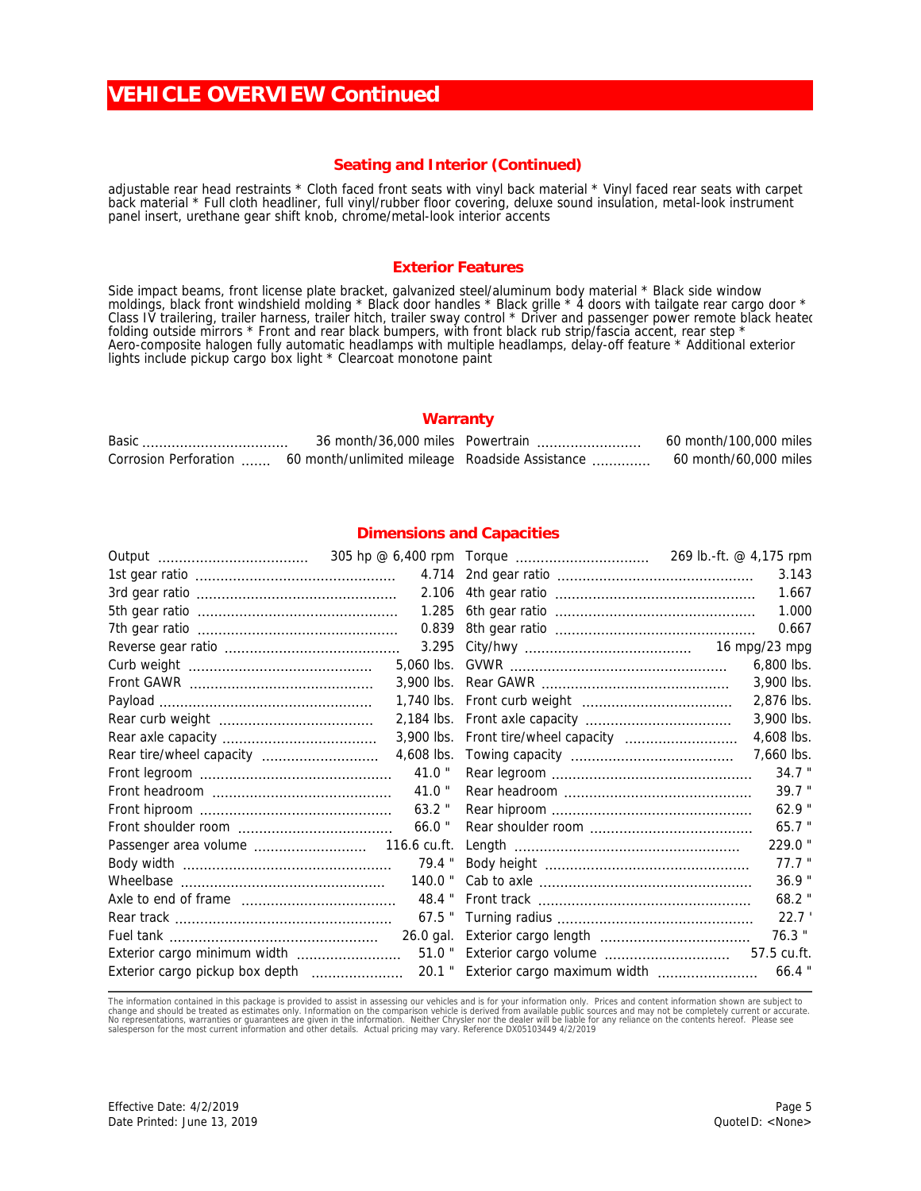# VEHICLE OVERVIEW Continued

## Seating and Interior (Continued)

adjustable rear head restraints * Cloth faced front seats with vinyl back material * Vinyl faced rear seats with carpet back material * Full cloth headliner, full vinyl/rubber floor covering, deluxe sound insulation, metal-look instrument panel insert, urethane gear shift knob, chrome/metal-look interior accents

## Exterior Features

Side impact beams, front license plate bracket, galvanized steel/aluminum body material * Black side window moldings, black front windshield molding * Black door handles * Black grille * 4 doors with tailgate rear cargo door * Class IV trailering, trailer harness, trailer hitch, trailer sway control * Driver and passenger power remote black heated folding outside mirrors * Front and rear black bumpers, with front black rub strip/fascia accent, rear step * Aero-composite halogen fully automatic headlamps with multiple headlamps, delay-off feature * Additional exterior lights include pickup cargo box light * Clearcoat monotone paint

## Warranty

| | | | |
|---|---|---|---|
| Basic | 36 month/36,000 miles | Powertrain | 60 month/100,000 miles |
| Corrosion Perforation | 60 month/unlimited mileage | Roadside Assistance | 60 month/60,000 miles |

## Dimensions and Capacities

| | | | |
|---|---|---|---|
| Output | 305 hp @ 6,400 rpm | Torque | 269 lb.-ft. @ 4,175 rpm |
| 1st gear ratio | 4.714 | 2nd gear ratio | 3.143 |
| 3rd gear ratio | 2.106 | 4th gear ratio | 1.667 |
| 5th gear ratio | 1.285 | 6th gear ratio | 1.000 |
| 7th gear ratio | 0.839 | 8th gear ratio | 0.667 |
| Reverse gear ratio | 3.295 | City/hwy | 16 mpg/23 mpg |
| Curb weight | 5,060 lbs. | GVWR | 6,800 lbs. |
| Front GAWR | 3,900 lbs. | Rear GAWR | 3,900 lbs. |
| Payload | 1,740 lbs. | Front curb weight | 2,876 lbs. |
| Rear curb weight | 2,184 lbs. | Front axle capacity | 3,900 lbs. |
| Rear axle capacity | 3,900 lbs. | Front tire/wheel capacity | 4,608 lbs. |
| Rear tire/wheel capacity | 4,608 lbs. | Towing capacity | 7,660 lbs. |
| Front legroom | 41.0 " | Rear legroom | 34.7 " |
| Front headroom | 41.0 " | Rear headroom | 39.7 " |
| Front hiproom | 63.2 " | Rear hiproom | 62.9 " |
| Front shoulder room | 66.0 " | Rear shoulder room | 65.7 " |
| Passenger area volume | 116.6 cu.ft. | Length | 229.0 " |
| Body width | 79.4 " | Body height | 77.7 " |
| Wheelbase | 140.0 " | Cab to axle | 36.9 " |
| Axle to end of frame | 48.4 " | Front track | 68.2 " |
| Rear track | 67.5 " | Turning radius | 22.7 ' |
| Fuel tank | 26.0 gal. | Exterior cargo length | 76.3 " |
| Exterior cargo minimum width | 51.0 " | Exterior cargo volume | 57.5 cu.ft. |
| Exterior cargo pickup box depth | 20.1 " | Exterior cargo maximum width | 66.4 " |

The information contained in this package is provided to assist in assessing our vehicles and is for your information only. Prices and content information shown are subject to change and should be treated as estimates only. Information on the comparison vehicle is derived from available public sources and may not be completely current or accurate. No representations, warranties or guarantees are given in the information. Neither Chrysler nor the dealer will be liable for any reliance on the contents hereof. Please see salesperson for the most current information and other details. Actual pricing may vary. Reference DX05103449 4/2/2019

Effective Date: 4/2/2019
Date Printed: June 13, 2019

QuoteID: <None>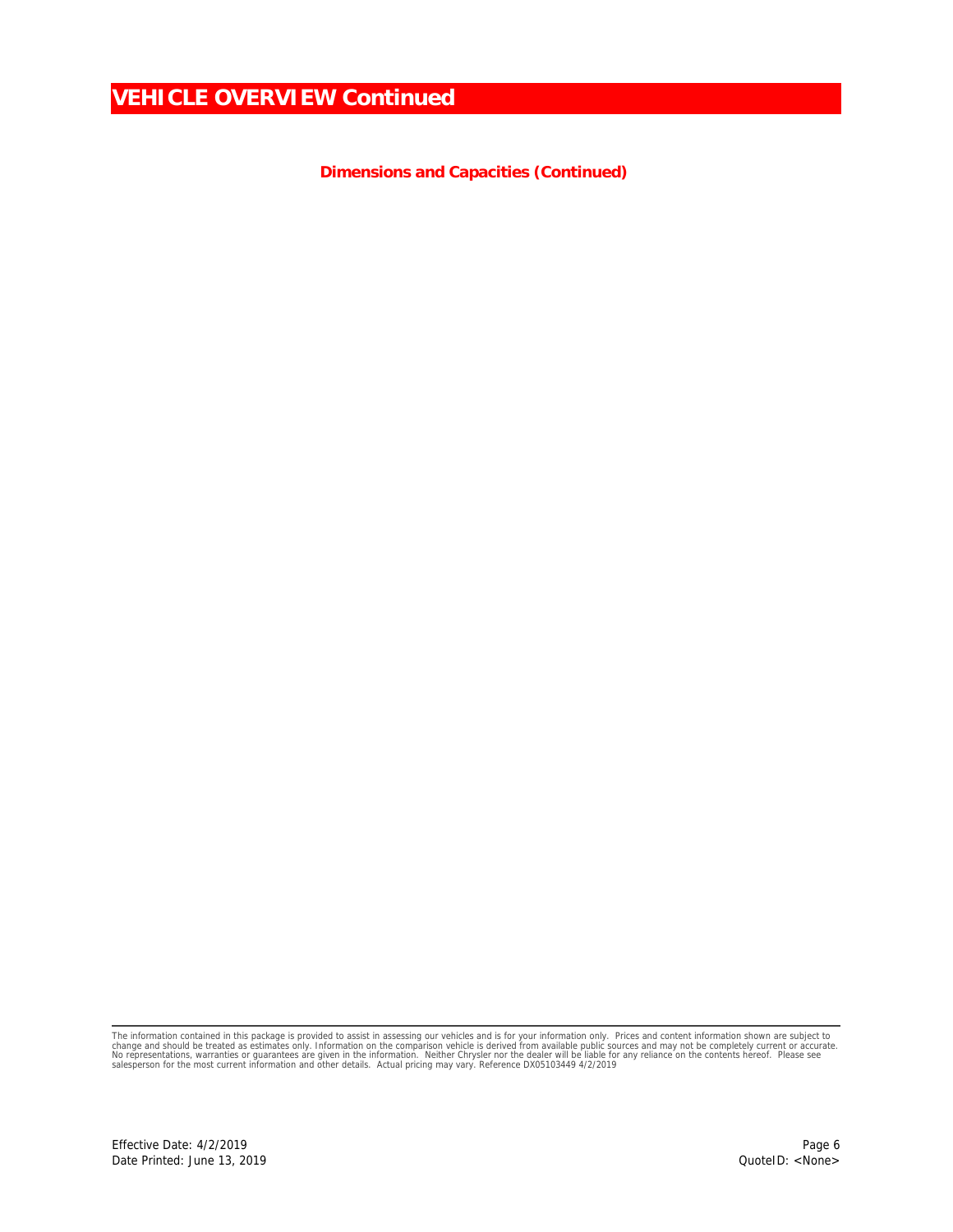# VEHICLE OVERVIEW Continued

### Dimensions and Capacities (Continued)

The information contained in this package is provided to assist in assessing our vehicles and is for your information only. Prices and content information shown are subject to change and should be treated as estimates only. Information on the comparison vehicle is derived from available public sources and may not be completely current or accurate. No representations, warranties or guarantees are given in the information. Neither Chrysler nor the dealer will be liable for any reliance on the contents hereof. Please see salesperson for the most current information and other details. Actual pricing may vary. Reference DX05103449 4/2/2019

Effective Date: 4/2/2019
Date Printed: June 13, 2019

QuoteID: <None>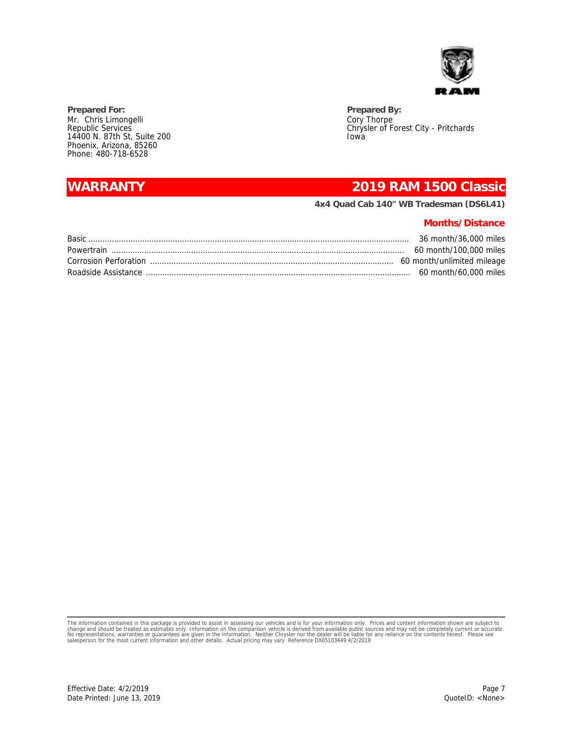**Prepared For:**
Mr. Chris Limongelli
Republic Services
14400 N. 87th St, Suite 200
Phoenix, Arizona, 85260
Phone: 480-718-6528

**Prepared By:**
Cory Thorpe
Chrysler of Forest City - Pritchards
Iowa

## WARRANTY

## 2019 RAM 1500 Classic

**4x4 Quad Cab 140" WB Tradesman (DS6L41)**

| | Months/Distance |
|---|---|
| Basic | 36 month/36,000 miles |
| Powertrain | 60 month/100,000 miles |
| Corrosion Perforation | 60 month/unlimited mileage |
| Roadside Assistance | 60 month/60,000 miles |

The information contained in this package is provided to assist in assessing our vehicles and is for your information only. Prices and content information shown are subject to change and should be treated as estimates only. Information on the comparison vehicle is derived from available public sources and may not be completely current or accurate. No representations, warranties or guarantees are given in the information. Neither Chrysler nor the dealer will be liable for any reliance on the contents hereof. Please see salesperson for the most current information and other details. Actual pricing may vary. Reference DX05103449 4/2/2019

Effective Date: 4/2/2019
Date Printed: June 13, 2019

QuoteID: <None>